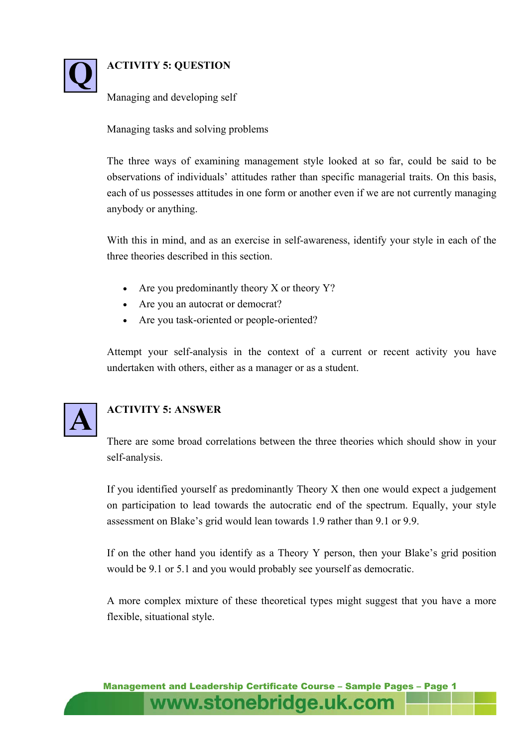## ACTIVITY 5: QUESTION

Managing and developing self

Managing tasks and solving problems

The three ways of examining management style looked at so far, could be said to be observations of individuals' attitudes rather than specific managerial traits. On this basis, each of us possesses attitudes in one form or another even if we are not currently managing anybody or anything.

With this in mind, and as an exercise in self-awareness, identify your style in each of the three theories described in this section.

- Are you predominantly theory X or theory Y?
- Are you an autocrat or democrat?
- Are you task-oriented or people-oriented?

Attempt your self-analysis in the context of a current or recent activity you have undertaken with others, either as a manager or as a student.

## ACTIVITY 5: ANSWER

There are some broad correlations between the three theories which should show in your self-analysis.

If you identified yourself as predominantly Theory X then one would expect a judgement on participation to lead towards the autocratic end of the spectrum. Equally, your style assessment on Blake's grid would lean towards 1.9 rather than 9.1 or 9.9.

If on the other hand you identify as a Theory Y person, then your Blake's grid position would be 9.1 or 5.1 and you would probably see yourself as democratic.

A more complex mixture of these theoretical types might suggest that you have a more flexible, situational style.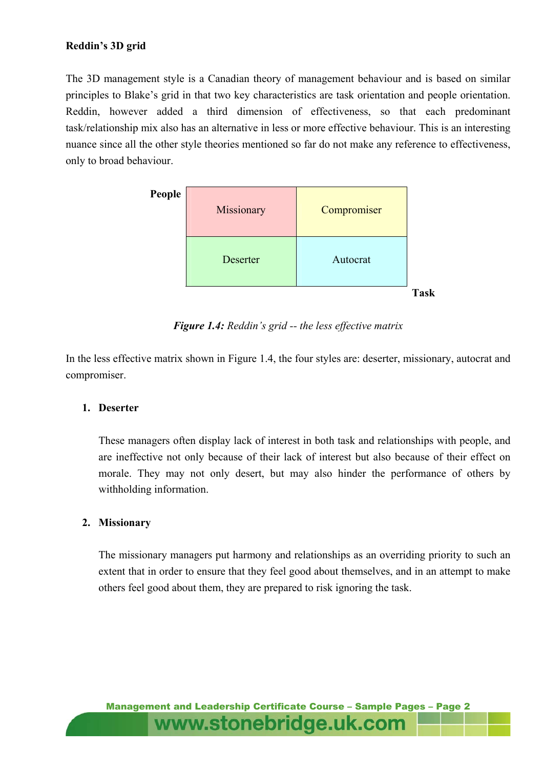**Reddin's 3D grid**

The 3D management style is a Canadian theory of management behaviour and is based on similar principles to Blake's grid in that two key characteristics are task orientation and people orientation. Reddin, however added a third dimension of effectiveness, so that each predominant task/relationship mix also has an alternative in less or more effective behaviour. This is an interesting nuance since all the other style theories mentioned so far do not make any reference to effectiveness, only to broad behaviour.

People

| | |
|---|---|
| Missionary | Compromiser |
| Deserter | Autocrat |

Task

***Figure 1.4:*** *Reddin's grid -- the less effective matrix*

In the less effective matrix shown in Figure 1.4, the four styles are: deserter, missionary, autocrat and compromiser.

1. **Deserter**

   These managers often display lack of interest in both task and relationships with people, and are ineffective not only because of their lack of interest but also because of their effect on morale. They may not only desert, but may also hinder the performance of others by withholding information.

2. **Missionary**

   The missionary managers put harmony and relationships as an overriding priority to such an extent that in order to ensure that they feel good about themselves, and in an attempt to make others feel good about them, they are prepared to risk ignoring the task.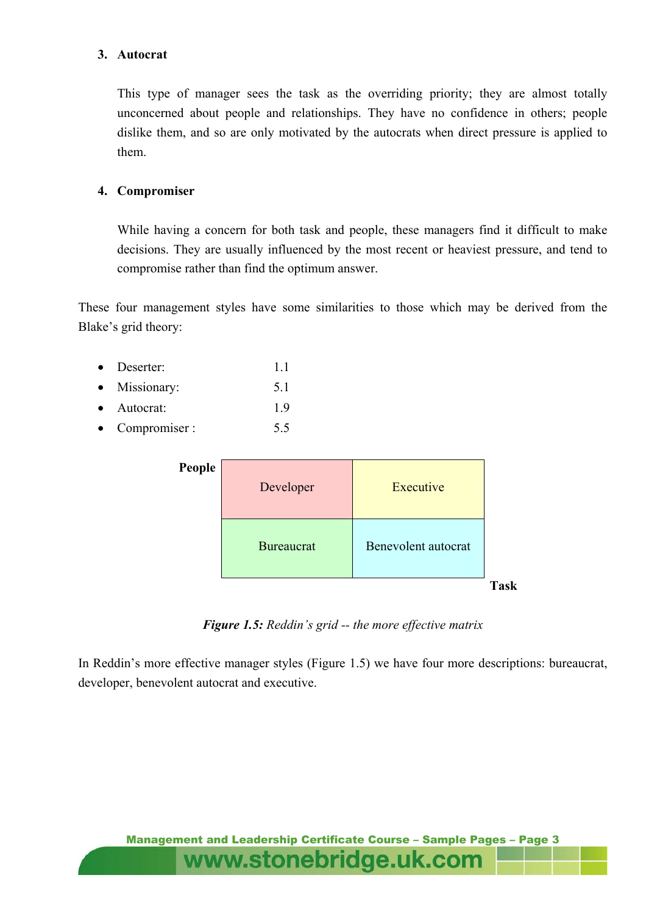3. **Autocrat**

   This type of manager sees the task as the overriding priority; they are almost totally unconcerned about people and relationships. They have no confidence in others; people dislike them, and so are only motivated by the autocrats when direct pressure is applied to them.

4. **Compromiser**

   While having a concern for both task and people, these managers find it difficult to make decisions. They are usually influenced by the most recent or heaviest pressure, and tend to compromise rather than find the optimum answer.

These four management styles have some similarities to those which may be derived from the Blake's grid theory:

- Deserter: 1.1
- Missionary: 5.1
- Autocrat: 1.9
- Compromiser : 5.5

**People**

Developer

Executive

Bureaucrat

Benevolent autocrat

**Task**

***Figure 1.5:*** *Reddin's grid -- the more effective matrix*

In Reddin's more effective manager styles (Figure 1.5) we have four more descriptions: bureaucrat, developer, benevolent autocrat and executive.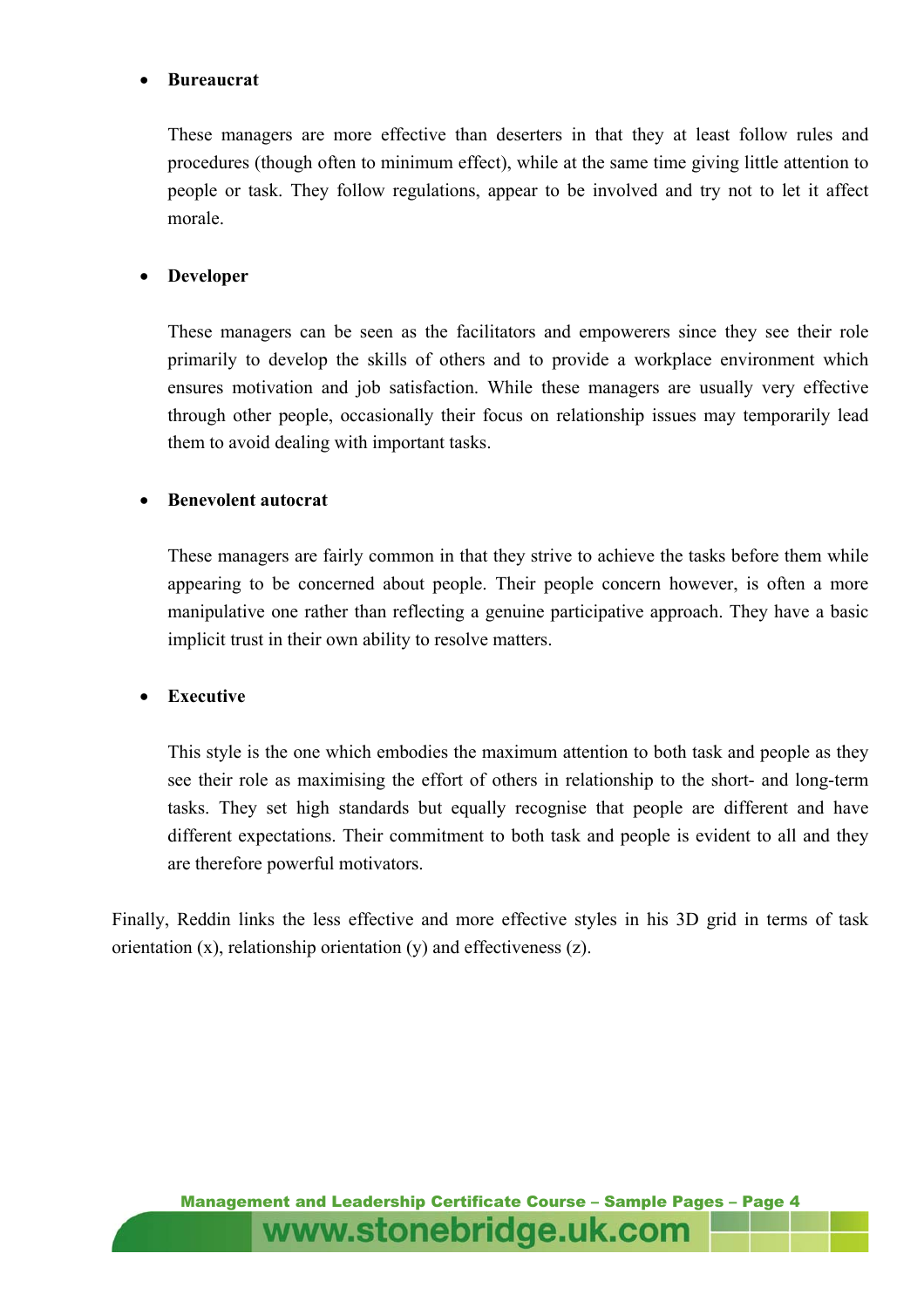- **Bureaucrat**

  These managers are more effective than deserters in that they at least follow rules and procedures (though often to minimum effect), while at the same time giving little attention to people or task. They follow regulations, appear to be involved and try not to let it affect morale.

- **Developer**

  These managers can be seen as the facilitators and empowerers since they see their role primarily to develop the skills of others and to provide a workplace environment which ensures motivation and job satisfaction. While these managers are usually very effective through other people, occasionally their focus on relationship issues may temporarily lead them to avoid dealing with important tasks.

- **Benevolent autocrat**

  These managers are fairly common in that they strive to achieve the tasks before them while appearing to be concerned about people. Their people concern however, is often a more manipulative one rather than reflecting a genuine participative approach. They have a basic implicit trust in their own ability to resolve matters.

- **Executive**

  This style is the one which embodies the maximum attention to both task and people as they see their role as maximising the effort of others in relationship to the short- and long-term tasks. They set high standards but equally recognise that people are different and have different expectations. Their commitment to both task and people is evident to all and they are therefore powerful motivators.

Finally, Reddin links the less effective and more effective styles in his 3D grid in terms of task orientation (x), relationship orientation (y) and effectiveness (z).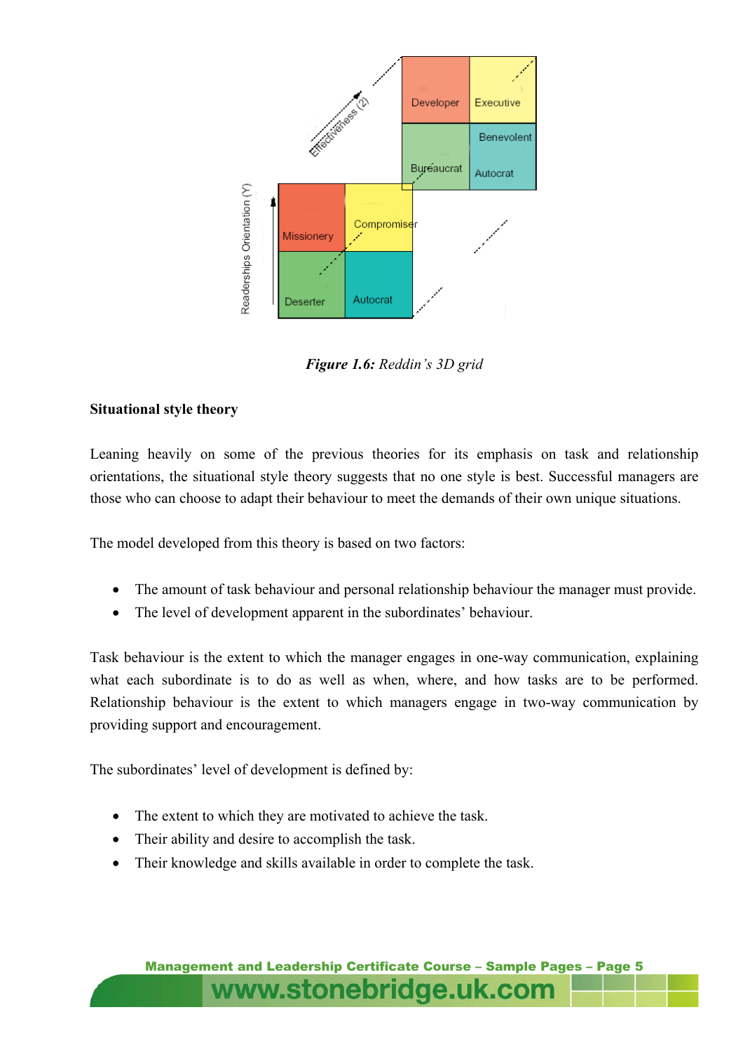Effectiveness (2)

Developer

Executive

Benevolent

Bureaucrat

Autocrat

Readerships Orientation (Y)

Missionery

Compromiser

Deserter

Autocrat

***Figure 1.6:*** *Reddin's 3D grid*

**Situational style theory**

Leaning heavily on some of the previous theories for its emphasis on task and relationship orientations, the situational style theory suggests that no one style is best. Successful managers are those who can choose to adapt their behaviour to meet the demands of their own unique situations.

The model developed from this theory is based on two factors:

- The amount of task behaviour and personal relationship behaviour the manager must provide.
- The level of development apparent in the subordinates' behaviour.

Task behaviour is the extent to which the manager engages in one-way communication, explaining what each subordinate is to do as well as when, where, and how tasks are to be performed. Relationship behaviour is the extent to which managers engage in two-way communication by providing support and encouragement.

The subordinates' level of development is defined by:

- The extent to which they are motivated to achieve the task.
- Their ability and desire to accomplish the task.
- Their knowledge and skills available in order to complete the task.